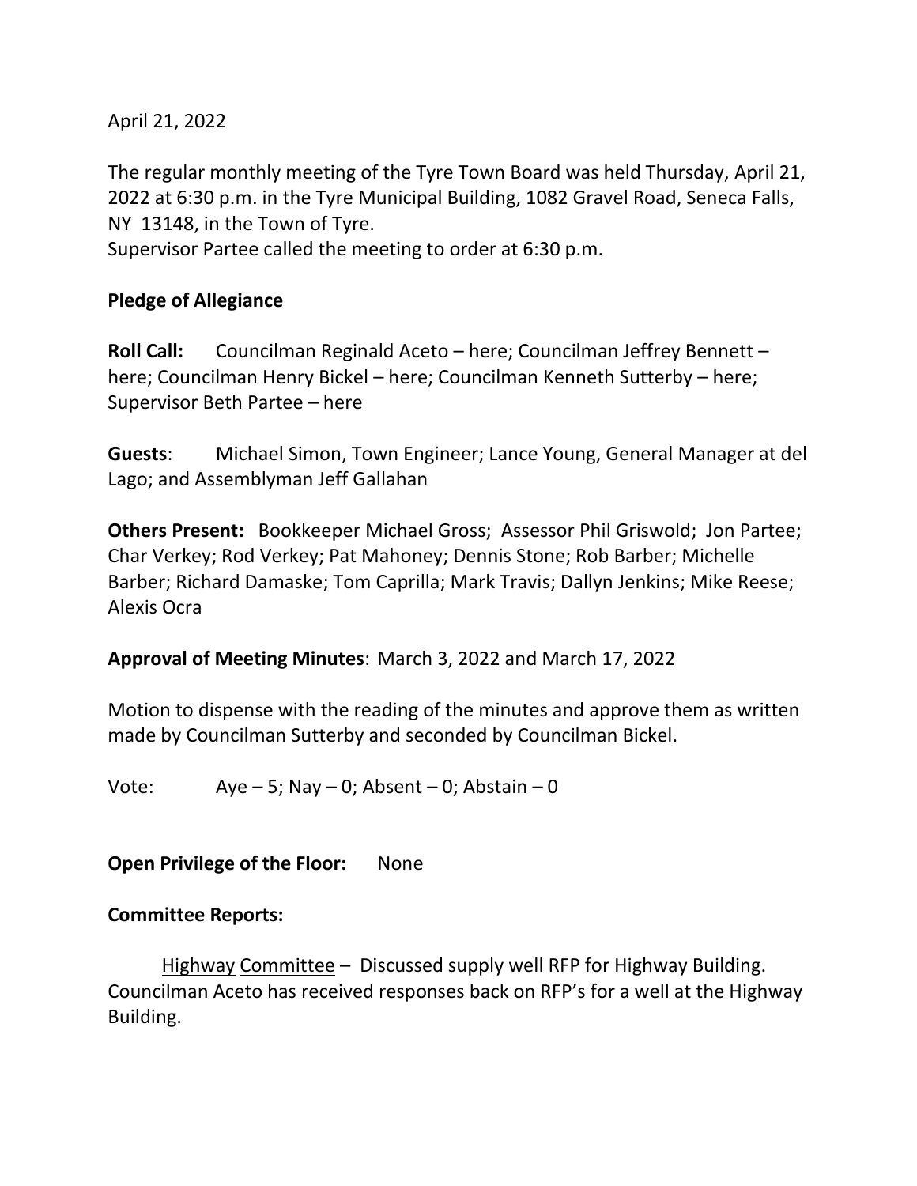April 21, 2022

The regular monthly meeting of the Tyre Town Board was held Thursday, April 21, 2022 at 6:30 p.m. in the Tyre Municipal Building, 1082 Gravel Road, Seneca Falls, NY 13148, in the Town of Tyre.
Supervisor Partee called the meeting to order at 6:30 p.m.

**Pledge of Allegiance**

**Roll Call:** Councilman Reginald Aceto – here; Councilman Jeffrey Bennett – here; Councilman Henry Bickel – here; Councilman Kenneth Sutterby – here; Supervisor Beth Partee – here

**Guests**: Michael Simon, Town Engineer; Lance Young, General Manager at del Lago; and Assemblyman Jeff Gallahan

**Others Present:** Bookkeeper Michael Gross; Assessor Phil Griswold; Jon Partee; Char Verkey; Rod Verkey; Pat Mahoney; Dennis Stone; Rob Barber; Michelle Barber; Richard Damaske; Tom Caprilla; Mark Travis; Dallyn Jenkins; Mike Reese; Alexis Ocra

**Approval of Meeting Minutes**: March 3, 2022 and March 17, 2022

Motion to dispense with the reading of the minutes and approve them as written made by Councilman Sutterby and seconded by Councilman Bickel.

Vote: Aye – 5; Nay – 0; Absent – 0; Abstain – 0

**Open Privilege of the Floor:** None

**Committee Reports:**

Highway Committee – Discussed supply well RFP for Highway Building. Councilman Aceto has received responses back on RFP's for a well at the Highway Building.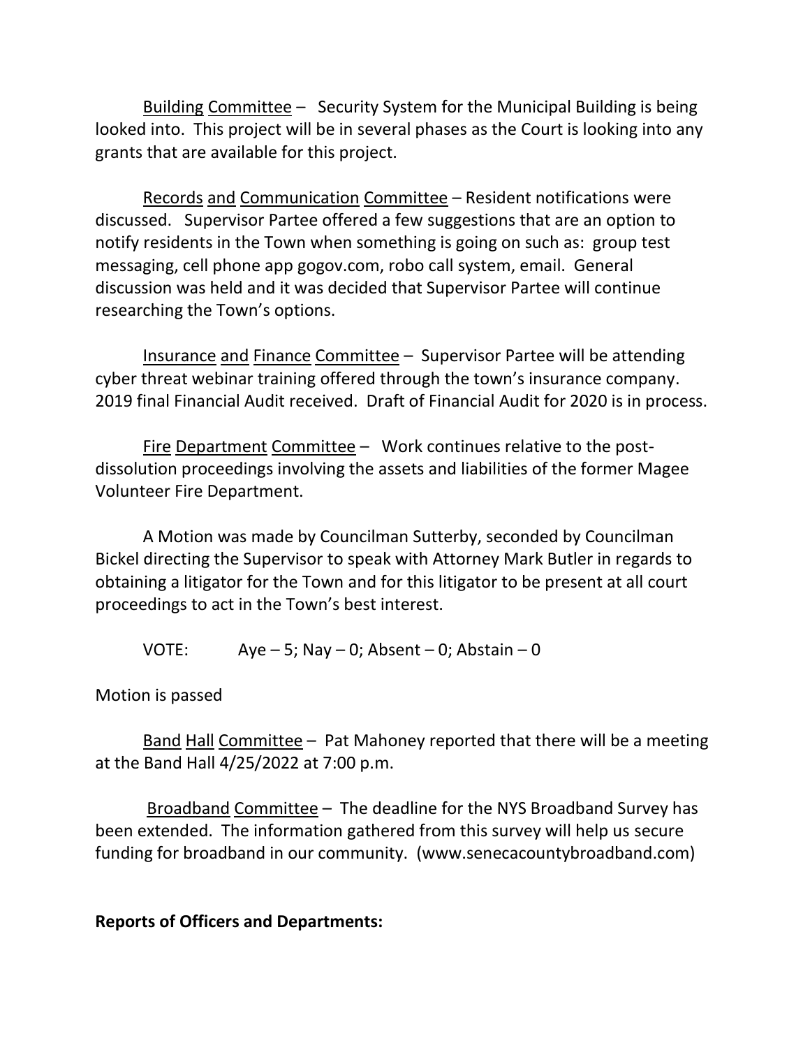Building Committee – Security System for the Municipal Building is being looked into. This project will be in several phases as the Court is looking into any grants that are available for this project.

Records and Communication Committee – Resident notifications were discussed. Supervisor Partee offered a few suggestions that are an option to notify residents in the Town when something is going on such as: group test messaging, cell phone app gogov.com, robo call system, email. General discussion was held and it was decided that Supervisor Partee will continue researching the Town's options.

Insurance and Finance Committee – Supervisor Partee will be attending cyber threat webinar training offered through the town's insurance company. 2019 final Financial Audit received. Draft of Financial Audit for 2020 is in process.

Fire Department Committee – Work continues relative to the post-dissolution proceedings involving the assets and liabilities of the former Magee Volunteer Fire Department.

A Motion was made by Councilman Sutterby, seconded by Councilman Bickel directing the Supervisor to speak with Attorney Mark Butler in regards to obtaining a litigator for the Town and for this litigator to be present at all court proceedings to act in the Town's best interest.

VOTE: Aye – 5; Nay – 0; Absent – 0; Abstain – 0

Motion is passed

Band Hall Committee – Pat Mahoney reported that there will be a meeting at the Band Hall 4/25/2022 at 7:00 p.m.

Broadband Committee – The deadline for the NYS Broadband Survey has been extended. The information gathered from this survey will help us secure funding for broadband in our community. (www.senecacountybroadband.com)

**Reports of Officers and Departments:**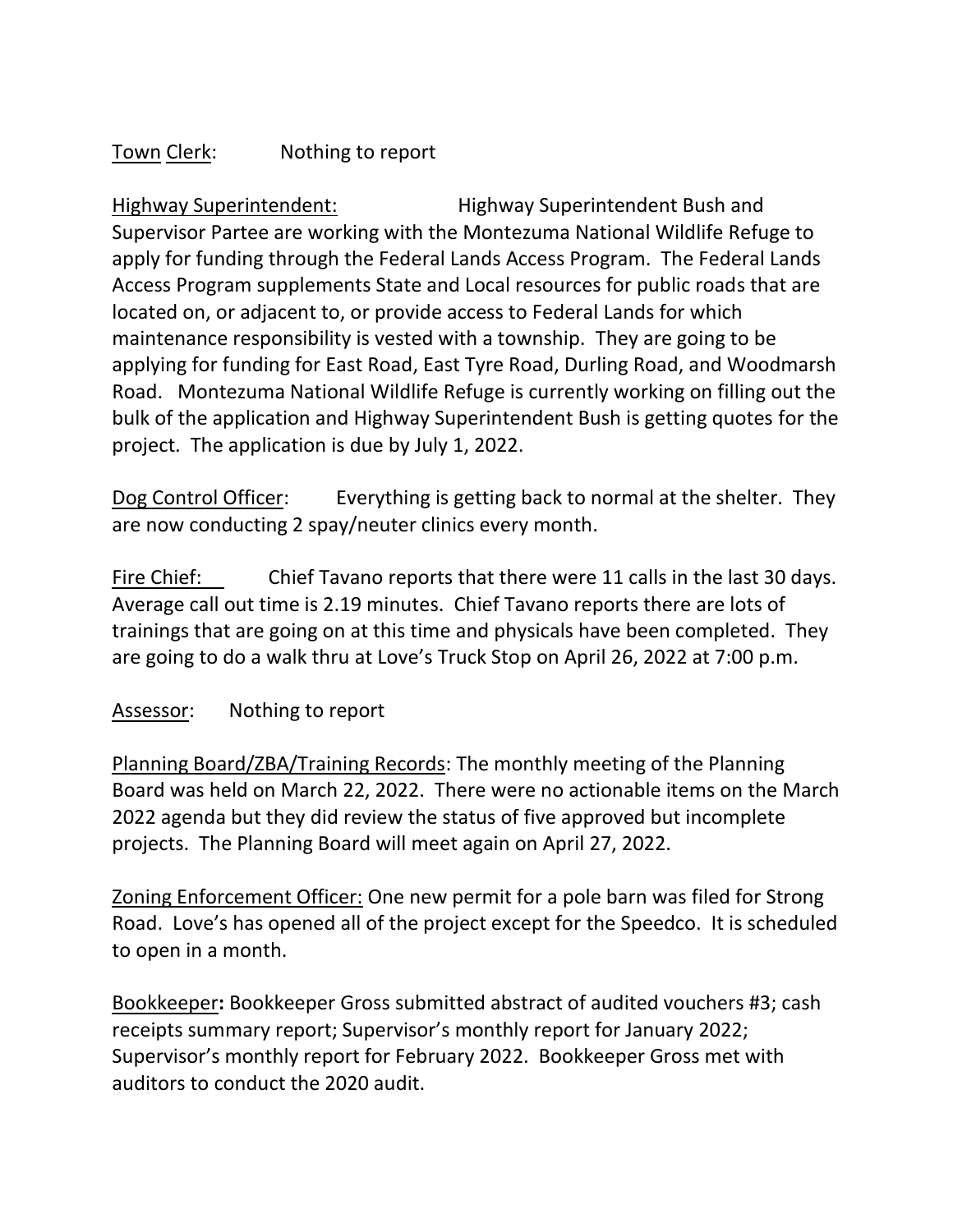Town Clerk: Nothing to report

Highway Superintendent: Highway Superintendent Bush and Supervisor Partee are working with the Montezuma National Wildlife Refuge to apply for funding through the Federal Lands Access Program. The Federal Lands Access Program supplements State and Local resources for public roads that are located on, or adjacent to, or provide access to Federal Lands for which maintenance responsibility is vested with a township. They are going to be applying for funding for East Road, East Tyre Road, Durling Road, and Woodmarsh Road. Montezuma National Wildlife Refuge is currently working on filling out the bulk of the application and Highway Superintendent Bush is getting quotes for the project. The application is due by July 1, 2022.

Dog Control Officer: Everything is getting back to normal at the shelter. They are now conducting 2 spay/neuter clinics every month.

Fire Chief: Chief Tavano reports that there were 11 calls in the last 30 days. Average call out time is 2.19 minutes. Chief Tavano reports there are lots of trainings that are going on at this time and physicals have been completed. They are going to do a walk thru at Love's Truck Stop on April 26, 2022 at 7:00 p.m.

Assessor: Nothing to report

Planning Board/ZBA/Training Records: The monthly meeting of the Planning Board was held on March 22, 2022. There were no actionable items on the March 2022 agenda but they did review the status of five approved but incomplete projects. The Planning Board will meet again on April 27, 2022.

Zoning Enforcement Officer: One new permit for a pole barn was filed for Strong Road. Love's has opened all of the project except for the Speedco. It is scheduled to open in a month.

Bookkeeper**:** Bookkeeper Gross submitted abstract of audited vouchers #3; cash receipts summary report; Supervisor's monthly report for January 2022; Supervisor's monthly report for February 2022. Bookkeeper Gross met with auditors to conduct the 2020 audit.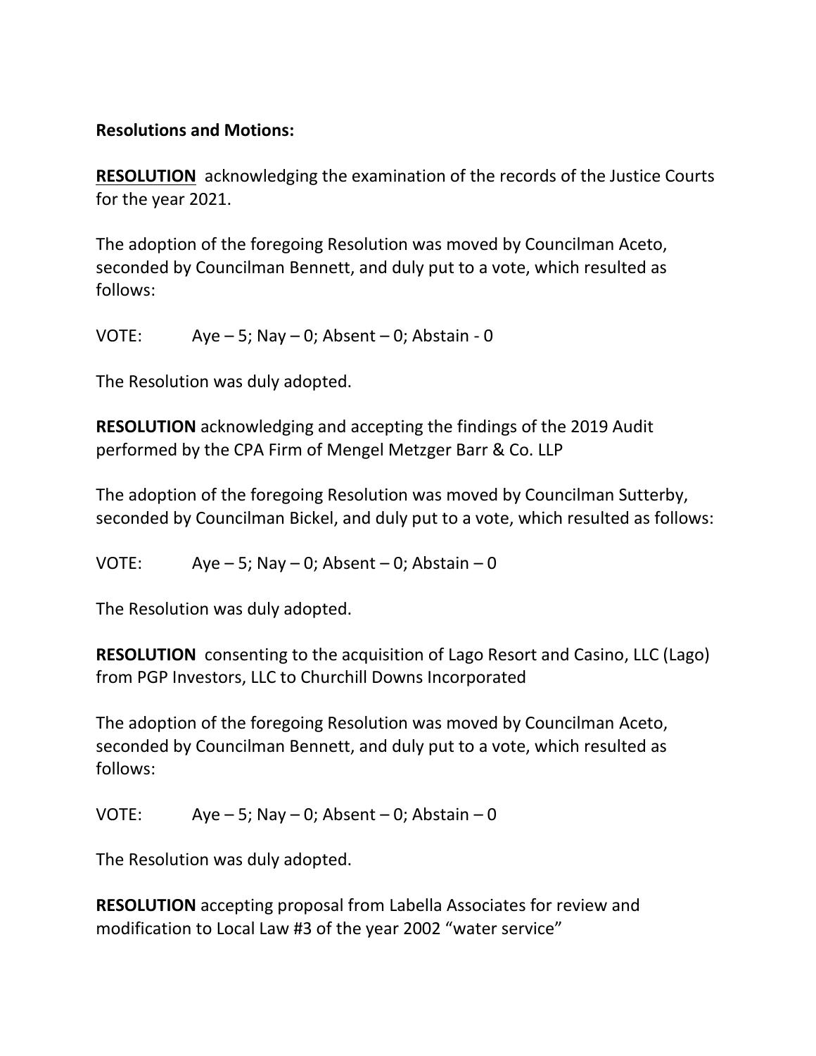**Resolutions and Motions:**

**<u>RESOLUTION</u>** acknowledging the examination of the records of the Justice Courts for the year 2021.

The adoption of the foregoing Resolution was moved by Councilman Aceto, seconded by Councilman Bennett, and duly put to a vote, which resulted as follows:

VOTE: Aye – 5; Nay – 0; Absent – 0; Abstain - 0

The Resolution was duly adopted.

**RESOLUTION** acknowledging and accepting the findings of the 2019 Audit performed by the CPA Firm of Mengel Metzger Barr & Co. LLP

The adoption of the foregoing Resolution was moved by Councilman Sutterby, seconded by Councilman Bickel, and duly put to a vote, which resulted as follows:

VOTE: Aye – 5; Nay – 0; Absent – 0; Abstain – 0

The Resolution was duly adopted.

**RESOLUTION** consenting to the acquisition of Lago Resort and Casino, LLC (Lago) from PGP Investors, LLC to Churchill Downs Incorporated

The adoption of the foregoing Resolution was moved by Councilman Aceto, seconded by Councilman Bennett, and duly put to a vote, which resulted as follows:

VOTE: Aye – 5; Nay – 0; Absent – 0; Abstain – 0

The Resolution was duly adopted.

**RESOLUTION** accepting proposal from Labella Associates for review and modification to Local Law #3 of the year 2002 "water service"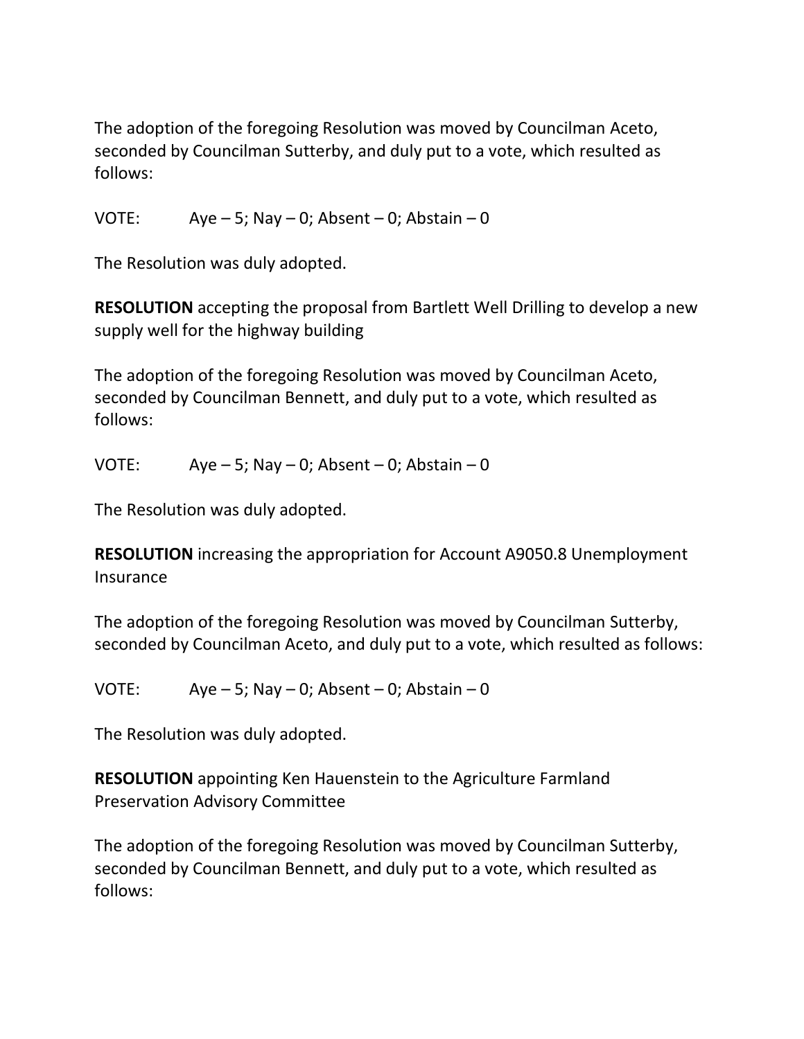The adoption of the foregoing Resolution was moved by Councilman Aceto, seconded by Councilman Sutterby, and duly put to a vote, which resulted as follows:

VOTE: Aye – 5; Nay – 0; Absent – 0; Abstain – 0

The Resolution was duly adopted.

**RESOLUTION** accepting the proposal from Bartlett Well Drilling to develop a new supply well for the highway building

The adoption of the foregoing Resolution was moved by Councilman Aceto, seconded by Councilman Bennett, and duly put to a vote, which resulted as follows:

VOTE: Aye – 5; Nay – 0; Absent – 0; Abstain – 0

The Resolution was duly adopted.

**RESOLUTION** increasing the appropriation for Account A9050.8 Unemployment Insurance

The adoption of the foregoing Resolution was moved by Councilman Sutterby, seconded by Councilman Aceto, and duly put to a vote, which resulted as follows:

VOTE: Aye – 5; Nay – 0; Absent – 0; Abstain – 0

The Resolution was duly adopted.

**RESOLUTION** appointing Ken Hauenstein to the Agriculture Farmland Preservation Advisory Committee

The adoption of the foregoing Resolution was moved by Councilman Sutterby, seconded by Councilman Bennett, and duly put to a vote, which resulted as follows: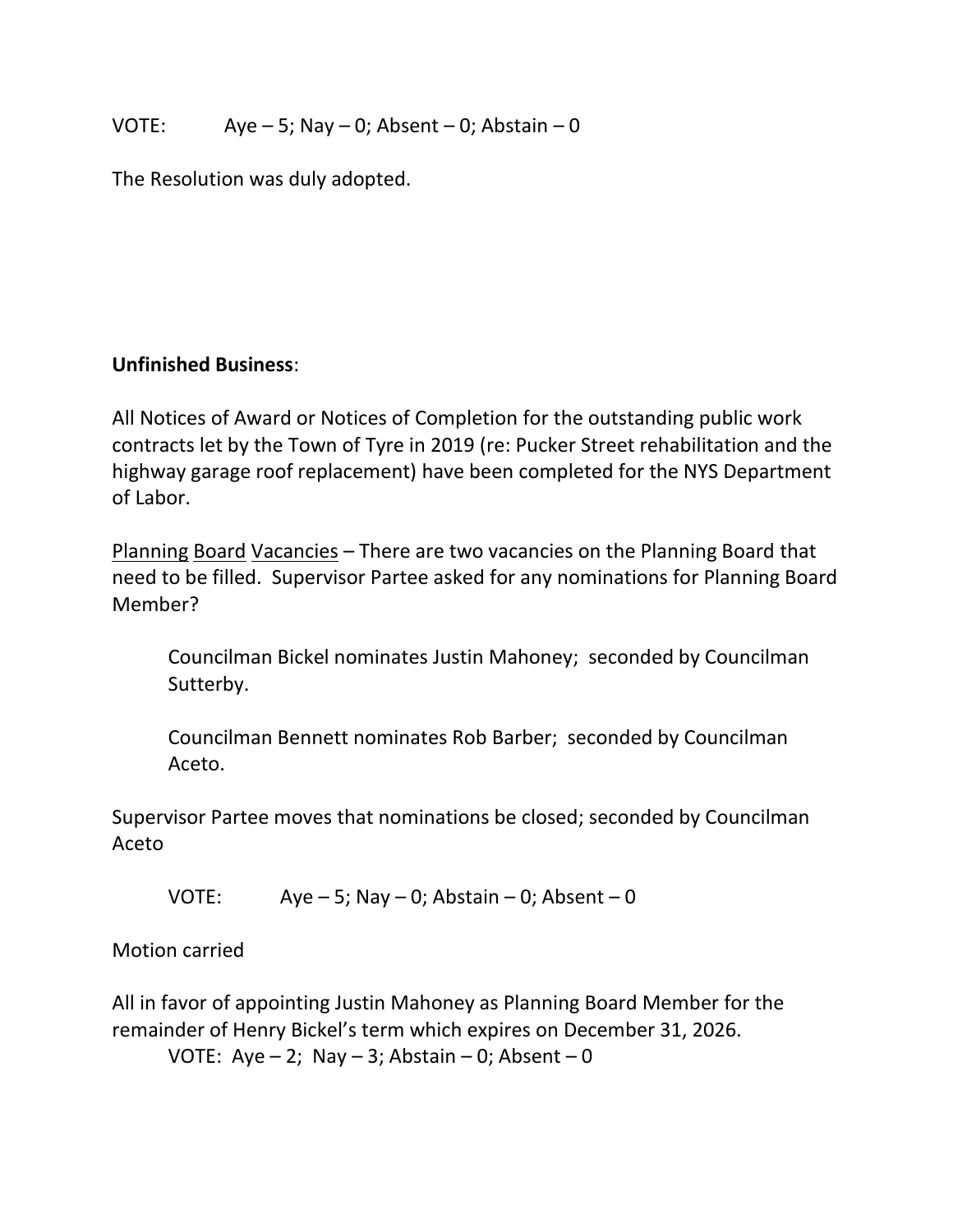VOTE: Aye – 5; Nay – 0; Absent – 0; Abstain – 0

The Resolution was duly adopted.

**Unfinished Business**:

All Notices of Award or Notices of Completion for the outstanding public work contracts let by the Town of Tyre in 2019 (re: Pucker Street rehabilitation and the highway garage roof replacement) have been completed for the NYS Department of Labor.

Planning Board Vacancies – There are two vacancies on the Planning Board that need to be filled. Supervisor Partee asked for any nominations for Planning Board Member?

> Councilman Bickel nominates Justin Mahoney; seconded by Councilman Sutterby.
>
> Councilman Bennett nominates Rob Barber; seconded by Councilman Aceto.

Supervisor Partee moves that nominations be closed; seconded by Councilman Aceto

> VOTE: Aye – 5; Nay – 0; Abstain – 0; Absent – 0

Motion carried

All in favor of appointing Justin Mahoney as Planning Board Member for the remainder of Henry Bickel's term which expires on December 31, 2026.

> VOTE: Aye – 2; Nay – 3; Abstain – 0; Absent – 0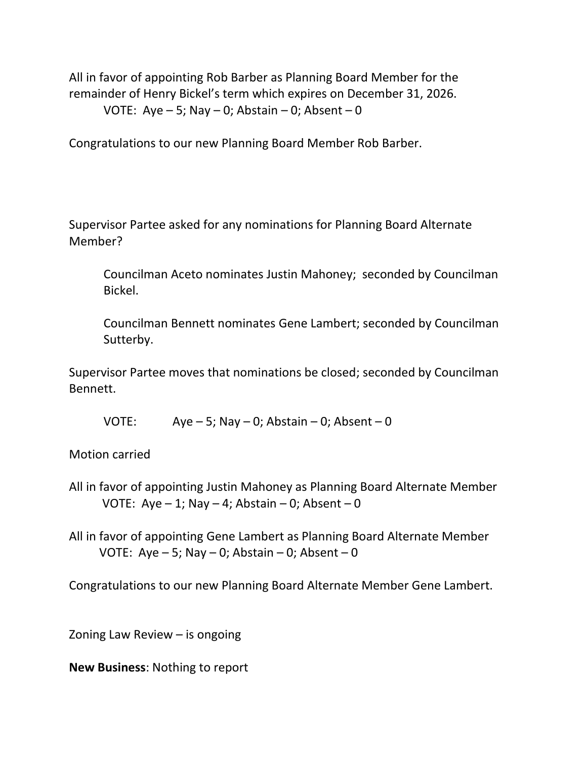All in favor of appointing Rob Barber as Planning Board Member for the remainder of Henry Bickel's term which expires on December 31, 2026.

VOTE: Aye – 5; Nay – 0; Abstain – 0; Absent – 0

Congratulations to our new Planning Board Member Rob Barber.

Supervisor Partee asked for any nominations for Planning Board Alternate Member?

Councilman Aceto nominates Justin Mahoney; seconded by Councilman Bickel.

Councilman Bennett nominates Gene Lambert; seconded by Councilman Sutterby.

Supervisor Partee moves that nominations be closed; seconded by Councilman Bennett.

VOTE: Aye – 5; Nay – 0; Abstain – 0; Absent – 0

Motion carried

All in favor of appointing Justin Mahoney as Planning Board Alternate Member

VOTE: Aye – 1; Nay – 4; Abstain – 0; Absent – 0

All in favor of appointing Gene Lambert as Planning Board Alternate Member

VOTE: Aye – 5; Nay – 0; Abstain – 0; Absent – 0

Congratulations to our new Planning Board Alternate Member Gene Lambert.

Zoning Law Review – is ongoing

**New Business**: Nothing to report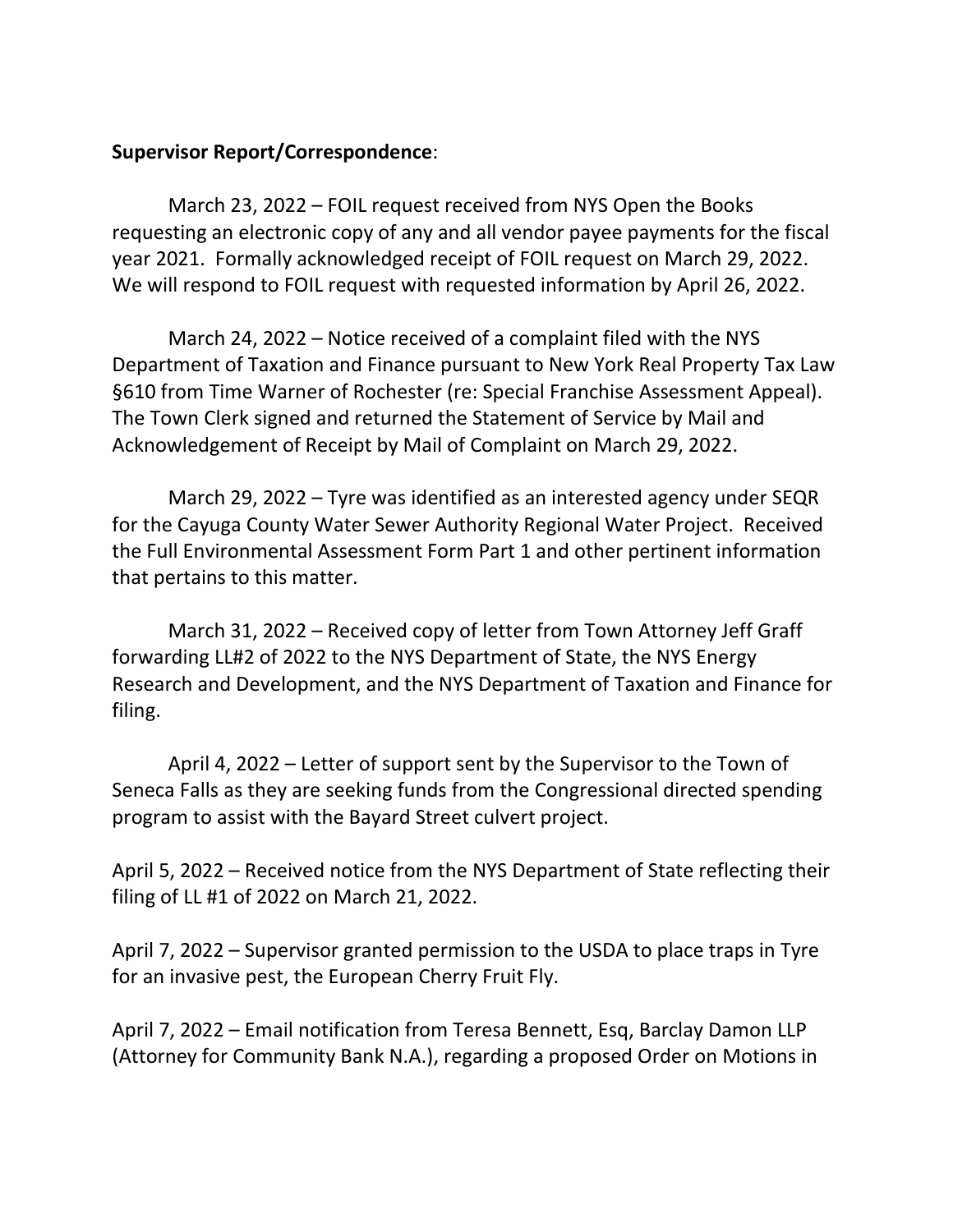**Supervisor Report/Correspondence**:

March 23, 2022 – FOIL request received from NYS Open the Books requesting an electronic copy of any and all vendor payee payments for the fiscal year 2021. Formally acknowledged receipt of FOIL request on March 29, 2022. We will respond to FOIL request with requested information by April 26, 2022.

March 24, 2022 – Notice received of a complaint filed with the NYS Department of Taxation and Finance pursuant to New York Real Property Tax Law §610 from Time Warner of Rochester (re: Special Franchise Assessment Appeal). The Town Clerk signed and returned the Statement of Service by Mail and Acknowledgement of Receipt by Mail of Complaint on March 29, 2022.

March 29, 2022 – Tyre was identified as an interested agency under SEQR for the Cayuga County Water Sewer Authority Regional Water Project. Received the Full Environmental Assessment Form Part 1 and other pertinent information that pertains to this matter.

March 31, 2022 – Received copy of letter from Town Attorney Jeff Graff forwarding LL#2 of 2022 to the NYS Department of State, the NYS Energy Research and Development, and the NYS Department of Taxation and Finance for filing.

April 4, 2022 – Letter of support sent by the Supervisor to the Town of Seneca Falls as they are seeking funds from the Congressional directed spending program to assist with the Bayard Street culvert project.

April 5, 2022 – Received notice from the NYS Department of State reflecting their filing of LL #1 of 2022 on March 21, 2022.

April 7, 2022 – Supervisor granted permission to the USDA to place traps in Tyre for an invasive pest, the European Cherry Fruit Fly.

April 7, 2022 – Email notification from Teresa Bennett, Esq, Barclay Damon LLP (Attorney for Community Bank N.A.), regarding a proposed Order on Motions in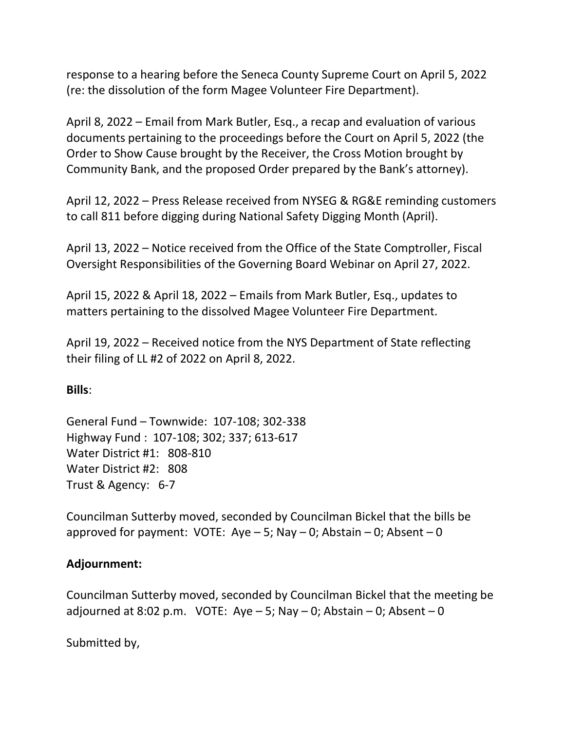response to a hearing before the Seneca County Supreme Court on April 5, 2022 (re: the dissolution of the form Magee Volunteer Fire Department).

April 8, 2022 – Email from Mark Butler, Esq., a recap and evaluation of various documents pertaining to the proceedings before the Court on April 5, 2022 (the Order to Show Cause brought by the Receiver, the Cross Motion brought by Community Bank, and the proposed Order prepared by the Bank's attorney).

April 12, 2022 – Press Release received from NYSEG & RG&E reminding customers to call 811 before digging during National Safety Digging Month (April).

April 13, 2022 – Notice received from the Office of the State Comptroller, Fiscal Oversight Responsibilities of the Governing Board Webinar on April 27, 2022.

April 15, 2022 & April 18, 2022 – Emails from Mark Butler, Esq., updates to matters pertaining to the dissolved Magee Volunteer Fire Department.

April 19, 2022 – Received notice from the NYS Department of State reflecting their filing of LL #2 of 2022 on April 8, 2022.

**Bills**:

General Fund – Townwide: 107-108; 302-338
Highway Fund : 107-108; 302; 337; 613-617
Water District #1: 808-810
Water District #2: 808
Trust & Agency: 6-7

Councilman Sutterby moved, seconded by Councilman Bickel that the bills be approved for payment: VOTE: Aye – 5; Nay – 0; Abstain – 0; Absent – 0

**Adjournment:**

Councilman Sutterby moved, seconded by Councilman Bickel that the meeting be adjourned at 8:02 p.m. VOTE: Aye – 5; Nay – 0; Abstain – 0; Absent – 0

Submitted by,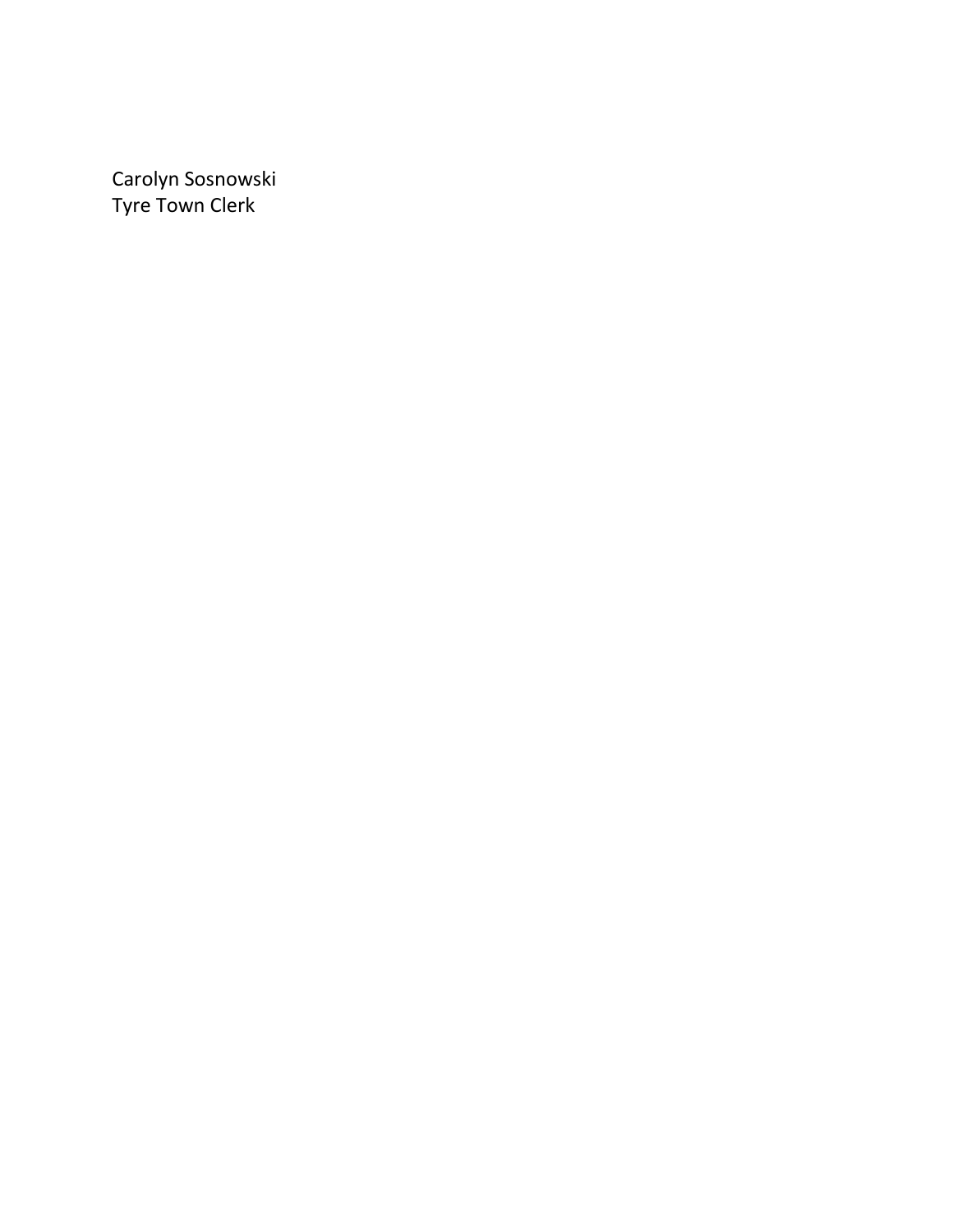Carolyn Sosnowski
Tyre Town Clerk